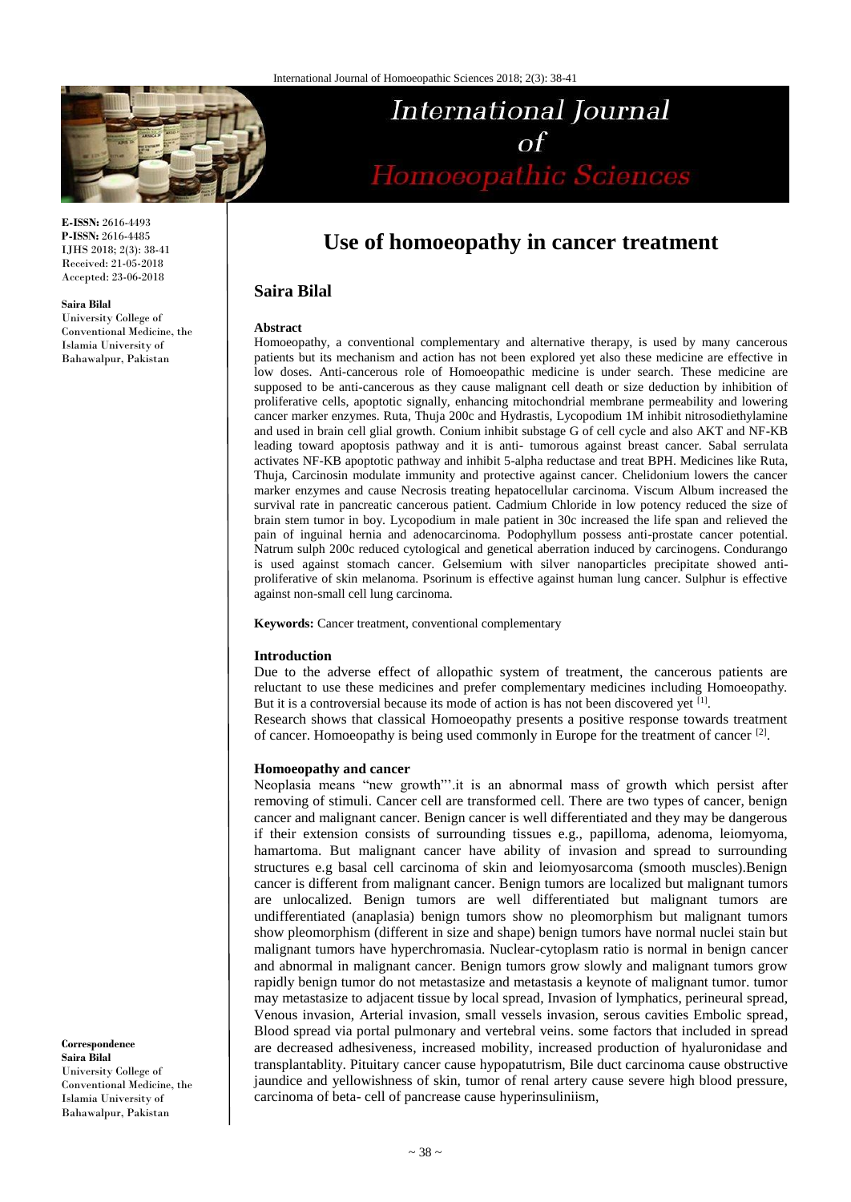# Use of homoeopathy in cancer treatment

## Saira Bilal

E-ISSN: 2616-4493
P-ISSN: 2616-4485
IJHS 2018; 2(3): 38-41
Received: 21-05-2018
Accepted: 23-06-2018

**Saira Bilal**
University College of Conventional Medicine, the Islamia University of Bahawalpur, Pakistan

**Correspondence**
**Saira Bilal**
University College of Conventional Medicine, the Islamia University of Bahawalpur, Pakistan

### Abstract

Homoeopathy, a conventional complementary and alternative therapy, is used by many cancerous patients but its mechanism and action has not been explored yet also these medicine are effective in low doses. Anti-cancerous role of Homoeopathic medicine is under search. These medicine are supposed to be anti-cancerous as they cause malignant cell death or size deduction by inhibition of proliferative cells, apoptotic signally, enhancing mitochondrial membrane permeability and lowering cancer marker enzymes. Ruta, Thuja 200c and Hydrastis, Lycopodium 1M inhibit nitrosodiethylamine and used in brain cell glial growth. Conium inhibit substage G of cell cycle and also AKT and NF-KB leading toward apoptosis pathway and it is anti- tumorous against breast cancer. Sabal serrulata activates NF-KB apoptotic pathway and inhibit 5-alpha reductase and treat BPH. Medicines like Ruta, Thuja, Carcinosin modulate immunity and protective against cancer. Chelidonium lowers the cancer marker enzymes and cause Necrosis treating hepatocellular carcinoma. Viscum Album increased the survival rate in pancreatic cancerous patient. Cadmium Chloride in low potency reduced the size of brain stem tumor in boy. Lycopodium in male patient in 30c increased the life span and relieved the pain of inguinal hernia and adenocarcinoma. Podophyllum possess anti-prostate cancer potential. Natrum sulph 200c reduced cytological and genetical aberration induced by carcinogens. Condurango is used against stomach cancer. Gelsemium with silver nanoparticles precipitate showed anti-proliferative of skin melanoma. Psorinum is effective against human lung cancer. Sulphur is effective against non-small cell lung carcinoma.

**Keywords:** Cancer treatment, conventional complementary

### Introduction

Due to the adverse effect of allopathic system of treatment, the cancerous patients are reluctant to use these medicines and prefer complementary medicines including Homoeopathy. But it is a controversial because its mode of action is has not been discovered yet [1].

Research shows that classical Homoeopathy presents a positive response towards treatment of cancer. Homoeopathy is being used commonly in Europe for the treatment of cancer [2].

### Homoeopathy and cancer

Neoplasia means "new growth"'.it is an abnormal mass of growth which persist after removing of stimuli. Cancer cell are transformed cell. There are two types of cancer, benign cancer and malignant cancer. Benign cancer is well differentiated and they may be dangerous if their extension consists of surrounding tissues e.g., papilloma, adenoma, leiomyoma, hamartoma. But malignant cancer have ability of invasion and spread to surrounding structures e.g basal cell carcinoma of skin and leiomyosarcoma (smooth muscles).Benign cancer is different from malignant cancer. Benign tumors are localized but malignant tumors are unlocalized. Benign tumors are well differentiated but malignant tumors are undifferentiated (anaplasia) benign tumors show no pleomorphism but malignant tumors show pleomorphism (different in size and shape) benign tumors have normal nuclei stain but malignant tumors have hyperchromasia. Nuclear-cytoplasm ratio is normal in benign cancer and abnormal in malignant cancer. Benign tumors grow slowly and malignant tumors grow rapidly benign tumor do not metastasize and metastasis a keynote of malignant tumor. tumor may metastasize to adjacent tissue by local spread, Invasion of lymphatics, perineural spread, Venous invasion, Arterial invasion, small vessels invasion, serous cavities Embolic spread, Blood spread via portal pulmonary and vertebral veins. some factors that included in spread are decreased adhesiveness, increased mobility, increased production of hyaluronidase and transplantablity. Pituitary cancer cause hypopatutrism, Bile duct carcinoma cause obstructive jaundice and yellowishness of skin, tumor of renal artery cause severe high blood pressure, carcinoma of beta- cell of pancrease cause hyperinsuliniism,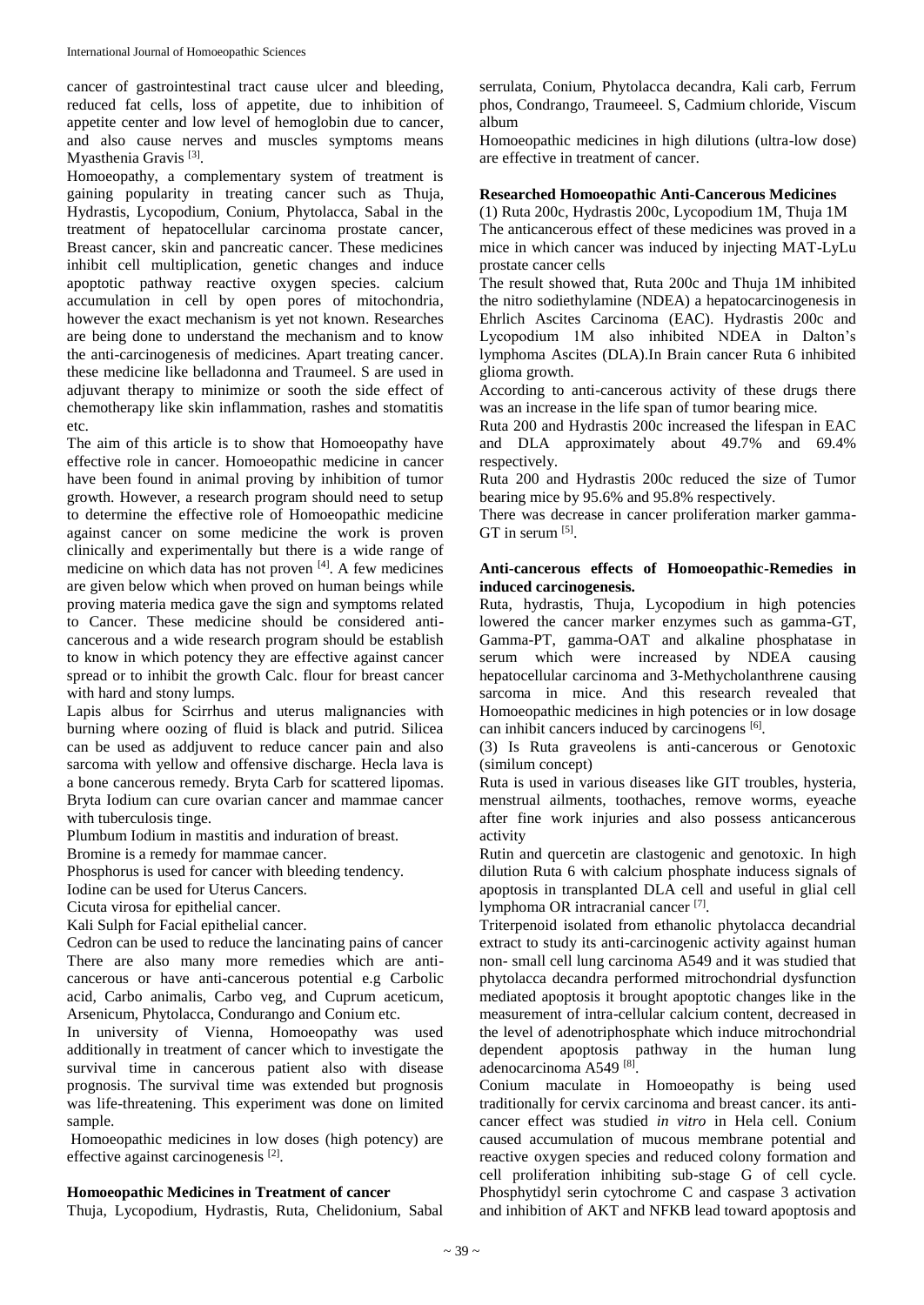cancer of gastrointestinal tract cause ulcer and bleeding, reduced fat cells, loss of appetite, due to inhibition of appetite center and low level of hemoglobin due to cancer, and also cause nerves and muscles symptoms means Myasthenia Gravis [3].

Homoeopathy, a complementary system of treatment is gaining popularity in treating cancer such as Thuja, Hydrastis, Lycopodium, Conium, Phytolacca, Sabal in the treatment of hepatocellular carcinoma prostate cancer, Breast cancer, skin and pancreatic cancer. These medicines inhibit cell multiplication, genetic changes and induce apoptotic pathway reactive oxygen species. calcium accumulation in cell by open pores of mitochondria, however the exact mechanism is yet not known. Researches are being done to understand the mechanism and to know the anti-carcinogenesis of medicines. Apart treating cancer. these medicine like belladonna and Traumeel. S are used in adjuvant therapy to minimize or sooth the side effect of chemotherapy like skin inflammation, rashes and stomatitis etc.

The aim of this article is to show that Homoeopathy have effective role in cancer. Homoeopathic medicine in cancer have been found in animal proving by inhibition of tumor growth. However, a research program should need to setup to determine the effective role of Homoeopathic medicine against cancer on some medicine the work is proven clinically and experimentally but there is a wide range of medicine on which data has not proven [4]. A few medicines are given below which when proved on human beings while proving materia medica gave the sign and symptoms related to Cancer. These medicine should be considered anti-cancerous and a wide research program should be establish to know in which potency they are effective against cancer spread or to inhibit the growth Calc. flour for breast cancer with hard and stony lumps.

Lapis albus for Scirrhus and uterus malignancies with burning where oozing of fluid is black and putrid. Silicea can be used as addjuvent to reduce cancer pain and also sarcoma with yellow and offensive discharge. Hecla lava is a bone cancerous remedy. Bryta Carb for scattered lipomas. Bryta Iodium can cure ovarian cancer and mammae cancer with tuberculosis tinge.

Plumbum Iodium in mastitis and induration of breast.

Bromine is a remedy for mammae cancer.

Phosphorus is used for cancer with bleeding tendency.

Iodine can be used for Uterus Cancers.

Cicuta virosa for epithelial cancer.

Kali Sulph for Facial epithelial cancer.

Cedron can be used to reduce the lancinating pains of cancer There are also many more remedies which are anti-cancerous or have anti-cancerous potential e.g Carbolic acid, Carbo animalis, Carbo veg, and Cuprum aceticum, Arsenicum, Phytolacca, Condurango and Conium etc.

In university of Vienna, Homoeopathy was used additionally in treatment of cancer which to investigate the survival time in cancerous patient also with disease prognosis. The survival time was extended but prognosis was life-threatening. This experiment was done on limited sample.

Homoeopathic medicines in low doses (high potency) are effective against carcinogenesis [2].

## Homoeopathic Medicines in Treatment of cancer

Thuja, Lycopodium, Hydrastis, Ruta, Chelidonium, Sabal serrulata, Conium, Phytolacca decandra, Kali carb, Ferrum phos, Condrango, Traumeeel. S, Cadmium chloride, Viscum album

Homoeopathic medicines in high dilutions (ultra-low dose) are effective in treatment of cancer.

## Researched Homoeopathic Anti-Cancerous Medicines

(1) Ruta 200c, Hydrastis 200c, Lycopodium 1M, Thuja 1M

The anticancerous effect of these medicines was proved in a mice in which cancer was induced by injecting MAT-LyLu prostate cancer cells

The result showed that, Ruta 200c and Thuja 1M inhibited the nitro sodiethylamine (NDEA) a hepatocarcinogenesis in Ehrlich Ascites Carcinoma (EAC). Hydrastis 200c and Lycopodium 1M also inhibited NDEA in Dalton's lymphoma Ascites (DLA).In Brain cancer Ruta 6 inhibited glioma growth.

According to anti-cancerous activity of these drugs there was an increase in the life span of tumor bearing mice.

Ruta 200 and Hydrastis 200c increased the lifespan in EAC and DLA approximately about 49.7% and 69.4% respectively.

Ruta 200 and Hydrastis 200c reduced the size of Tumor bearing mice by 95.6% and 95.8% respectively.

There was decrease in cancer proliferation marker gamma-GT in serum [5].

## Anti-cancerous effects of Homoeopathic-Remedies in induced carcinogenesis.

Ruta, hydrastis, Thuja, Lycopodium in high potencies lowered the cancer marker enzymes such as gamma-GT, Gamma-PT, gamma-OAT and alkaline phosphatase in serum which were increased by NDEA causing hepatocellular carcinoma and 3-Methycholanthrene causing sarcoma in mice. And this research revealed that Homoeopathic medicines in high potencies or in low dosage can inhibit cancers induced by carcinogens [6].

(3) Is Ruta graveolens is anti-cancerous or Genotoxic (similum concept)

Ruta is used in various diseases like GIT troubles, hysteria, menstrual ailments, toothaches, remove worms, eyeache after fine work injuries and also possess anticancerous activity

Rutin and quercetin are clastogenic and genotoxic. In high dilution Ruta 6 with calcium phosphate inducess signals of apoptosis in transplanted DLA cell and useful in glial cell lymphoma OR intracranial cancer [7].

Triterpenoid isolated from ethanolic phytolacca decandrial extract to study its anti-carcinogenic activity against human non- small cell lung carcinoma A549 and it was studied that phytolacca decandra performed mitrochondrial dysfunction mediated apoptosis it brought apoptotic changes like in the measurement of intra-cellular calcium content, decreased in the level of adenotriphosphate which induce mitrochondrial dependent apoptosis pathway in the human lung adenocarcinoma A549 [8].

Conium maculate in Homoeopathy is being used traditionally for cervix carcinoma and breast cancer. its anti-cancer effect was studied *in vitro* in Hela cell. Conium caused accumulation of mucous membrane potential and reactive oxygen species and reduced colony formation and cell proliferation inhibiting sub-stage G of cell cycle. Phosphytidyl serin cytochrome C and caspase 3 activation and inhibition of AKT and NFKB lead toward apoptosis and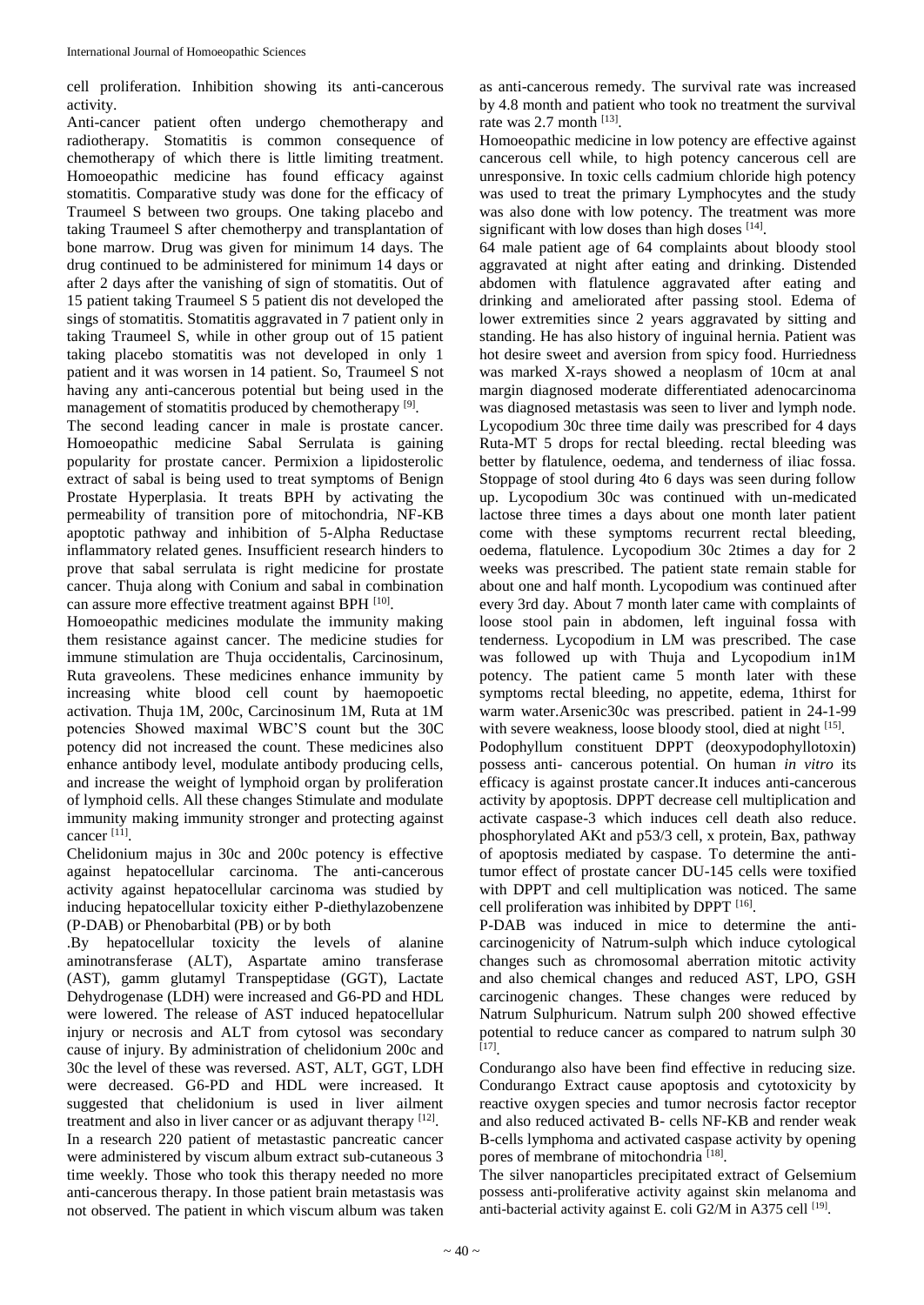cell proliferation. Inhibition showing its anti-cancerous activity.

Anti-cancer patient often undergo chemotherapy and radiotherapy. Stomatitis is common consequence of chemotherapy of which there is little limiting treatment. Homoeopathic medicine has found efficacy against stomatitis. Comparative study was done for the efficacy of Traumeel S between two groups. One taking placebo and taking Traumeel S after chemotherpy and transplantation of bone marrow. Drug was given for minimum 14 days. The drug continued to be administered for minimum 14 days or after 2 days after the vanishing of sign of stomatitis. Out of 15 patient taking Traumeel S 5 patient dis not developed the sings of stomatitis. Stomatitis aggravated in 7 patient only in taking Traumeel S, while in other group out of 15 patient taking placebo stomatitis was not developed in only 1 patient and it was worsen in 14 patient. So, Traumeel S not having any anti-cancerous potential but being used in the management of stomatitis produced by chemotherapy [9].

The second leading cancer in male is prostate cancer. Homoeopathic medicine Sabal Serrulata is gaining popularity for prostate cancer. Permixion a lipidosterolic extract of sabal is being used to treat symptoms of Benign Prostate Hyperplasia. It treats BPH by activating the permeability of transition pore of mitochondria, NF-KB apoptotic pathway and inhibition of 5-Alpha Reductase inflammatory related genes. Insufficient research hinders to prove that sabal serrulata is right medicine for prostate cancer. Thuja along with Conium and sabal in combination can assure more effective treatment against BPH [10].

Homoeopathic medicines modulate the immunity making them resistance against cancer. The medicine studies for immune stimulation are Thuja occidentalis, Carcinosinum, Ruta graveolens. These medicines enhance immunity by increasing white blood cell count by haemopoetic activation. Thuja 1M, 200c, Carcinosinum 1M, Ruta at 1M potencies Showed maximal WBC'S count but the 30C potency did not increased the count. These medicines also enhance antibody level, modulate antibody producing cells, and increase the weight of lymphoid organ by proliferation of lymphoid cells. All these changes Stimulate and modulate immunity making immunity stronger and protecting against cancer [11].

Chelidonium majus in 30c and 200c potency is effective against hepatocellular carcinoma. The anti-cancerous activity against hepatocellular carcinoma was studied by inducing hepatocellular toxicity either P-diethylazobenzene (P-DAB) or Phenobarbital (PB) or by both

.By hepatocellular toxicity the levels of alanine aminotransferase (ALT), Aspartate amino transferase (AST), gamm glutamyl Transpeptidase (GGT), Lactate Dehydrogenase (LDH) were increased and G6-PD and HDL were lowered. The release of AST induced hepatocellular injury or necrosis and ALT from cytosol was secondary cause of injury. By administration of chelidonium 200c and 30c the level of these was reversed. AST, ALT, GGT, LDH were decreased. G6-PD and HDL were increased. It suggested that chelidonium is used in liver ailment treatment and also in liver cancer or as adjuvant therapy [12].

In a research 220 patient of metastastic pancreatic cancer were administered by viscum album extract sub-cutaneous 3 time weekly. Those who took this therapy needed no more anti-cancerous therapy. In those patient brain metastasis was not observed. The patient in which viscum album was taken as anti-cancerous remedy. The survival rate was increased by 4.8 month and patient who took no treatment the survival rate was 2.7 month [13].

Homoeopathic medicine in low potency are effective against cancerous cell while, to high potency cancerous cell are unresponsive. In toxic cells cadmium chloride high potency was used to treat the primary Lymphocytes and the study was also done with low potency. The treatment was more significant with low doses than high doses [14].

64 male patient age of 64 complaints about bloody stool aggravated at night after eating and drinking. Distended abdomen with flatulence aggravated after eating and drinking and ameliorated after passing stool. Edema of lower extremities since 2 years aggravated by sitting and standing. He has also history of inguinal hernia. Patient was hot desire sweet and aversion from spicy food. Hurriedness was marked X-rays showed a neoplasm of 10cm at anal margin diagnosed moderate differentiated adenocarcinoma was diagnosed metastasis was seen to liver and lymph node. Lycopodium 30c three time daily was prescribed for 4 days Ruta-MT 5 drops for rectal bleeding. rectal bleeding was better by flatulence, oedema, and tenderness of iliac fossa. Stoppage of stool during 4to 6 days was seen during follow up. Lycopodium 30c was continued with un-medicated lactose three times a days about one month later patient come with these symptoms recurrent rectal bleeding, oedema, flatulence. Lycopodium 30c 2times a day for 2 weeks was prescribed. The patient state remain stable for about one and half month. Lycopodium was continued after every 3rd day. About 7 month later came with complaints of loose stool pain in abdomen, left inguinal fossa with tenderness. Lycopodium in LM was prescribed. The case was followed up with Thuja and Lycopodium in1M potency. The patient came 5 month later with these symptoms rectal bleeding, no appetite, edema, 1thirst for warm water.Arsenic30c was prescribed. patient in 24-1-99 with severe weakness, loose bloody stool, died at night [15].

Podophyllum constituent DPPT (deoxypodophyllotoxin) possess anti- cancerous potential. On human *in vitro* its efficacy is against prostate cancer.It induces anti-cancerous activity by apoptosis. DPPT decrease cell multiplication and activate caspase-3 which induces cell death also reduce. phosphorylated AKt and p53/3 cell, x protein, Bax, pathway of apoptosis mediated by caspase. To determine the anti-tumor effect of prostate cancer DU-145 cells were toxified with DPPT and cell multiplication was noticed. The same cell proliferation was inhibited by DPPT [16].

P-DAB was induced in mice to determine the anti-carcinogenicity of Natrum-sulph which induce cytological changes such as chromosomal aberration mitotic activity and also chemical changes and reduced AST, LPO, GSH carcinogenic changes. These changes were reduced by Natrum Sulphuricum. Natrum sulph 200 showed effective potential to reduce cancer as compared to natrum sulph 30 [17].

Condurango also have been find effective in reducing size. Condurango Extract cause apoptosis and cytotoxicity by reactive oxygen species and tumor necrosis factor receptor and also reduced activated B- cells NF-KB and render weak B-cells lymphoma and activated caspase activity by opening pores of membrane of mitochondria [18].

The silver nanoparticles precipitated extract of Gelsemium possess anti-proliferative activity against skin melanoma and anti-bacterial activity against E. coli G2/M in A375 cell [19].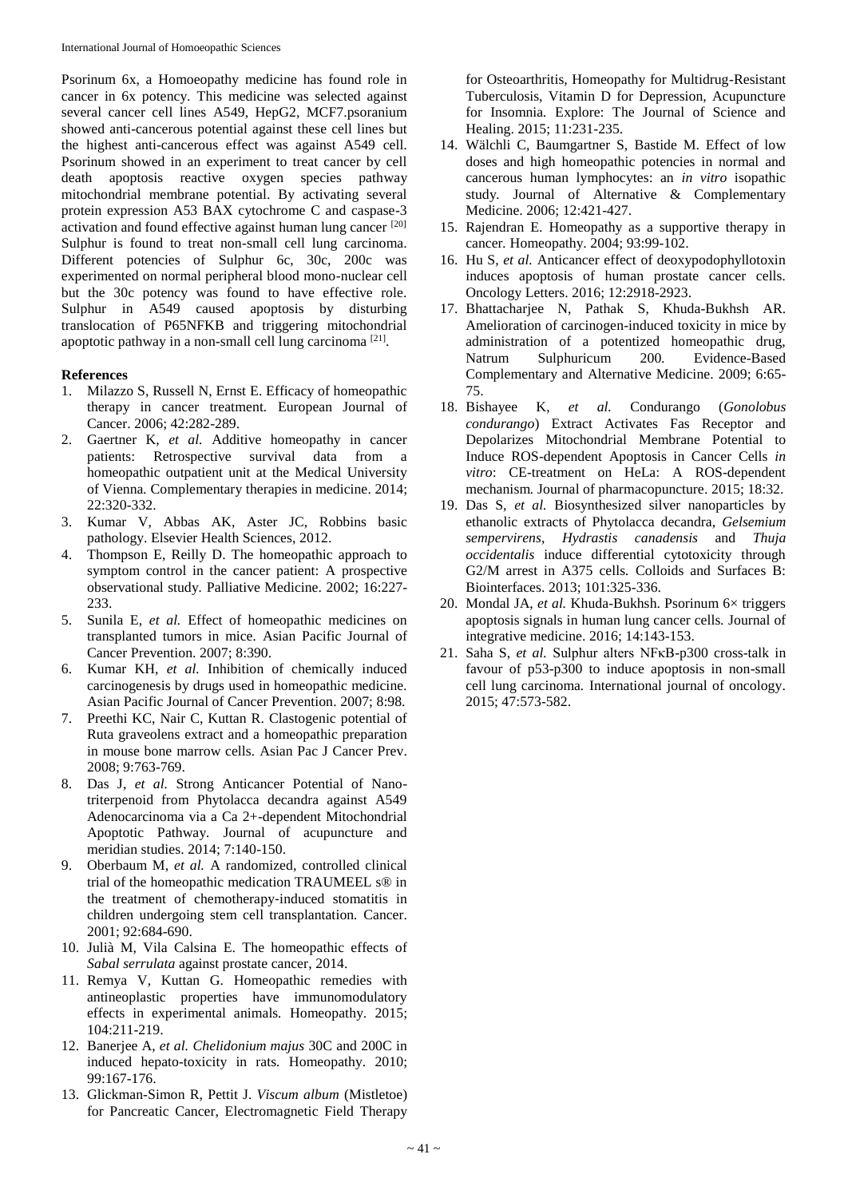Psorinum 6x, a Homoeopathy medicine has found role in cancer in 6x potency. This medicine was selected against several cancer cell lines A549, HepG2, MCF7.psoranium showed anti-cancerous potential against these cell lines but the highest anti-cancerous effect was against A549 cell. Psorinum showed in an experiment to treat cancer by cell death apoptosis reactive oxygen species pathway mitochondrial membrane potential. By activating several protein expression A53 BAX cytochrome C and caspase-3 activation and found effective against human lung cancer [20] Sulphur is found to treat non-small cell lung carcinoma. Different potencies of Sulphur 6c, 30c, 200c was experimented on normal peripheral blood mono-nuclear cell but the 30c potency was found to have effective role. Sulphur in A549 caused apoptosis by disturbing translocation of P65NFKB and triggering mitochondrial apoptotic pathway in a non-small cell lung carcinoma [21].

## References

1. Milazzo S, Russell N, Ernst E. Efficacy of homeopathic therapy in cancer treatment. European Journal of Cancer. 2006; 42:282-289.
2. Gaertner K, *et al.* Additive homeopathy in cancer patients: Retrospective survival data from a homeopathic outpatient unit at the Medical University of Vienna. Complementary therapies in medicine. 2014; 22:320-332.
3. Kumar V, Abbas AK, Aster JC, Robbins basic pathology. Elsevier Health Sciences, 2012.
4. Thompson E, Reilly D. The homeopathic approach to symptom control in the cancer patient: A prospective observational study. Palliative Medicine. 2002; 16:227-233.
5. Sunila E, *et al.* Effect of homeopathic medicines on transplanted tumors in mice. Asian Pacific Journal of Cancer Prevention. 2007; 8:390.
6. Kumar KH, *et al.* Inhibition of chemically induced carcinogenesis by drugs used in homeopathic medicine. Asian Pacific Journal of Cancer Prevention. 2007; 8:98.
7. Preethi KC, Nair C, Kuttan R. Clastogenic potential of Ruta graveolens extract and a homeopathic preparation in mouse bone marrow cells. Asian Pac J Cancer Prev. 2008; 9:763-769.
8. Das J, *et al.* Strong Anticancer Potential of Nano-triterpenoid from Phytolacca decandra against A549 Adenocarcinoma via a Ca 2+-dependent Mitochondrial Apoptotic Pathway. Journal of acupuncture and meridian studies. 2014; 7:140-150.
9. Oberbaum M, *et al.* A randomized, controlled clinical trial of the homeopathic medication TRAUMEEL s® in the treatment of chemotherapy-induced stomatitis in children undergoing stem cell transplantation. Cancer. 2001; 92:684-690.
10. Julià M, Vila Calsina E. The homeopathic effects of *Sabal serrulata* against prostate cancer, 2014.
11. Remya V, Kuttan G. Homeopathic remedies with antineoplastic properties have immunomodulatory effects in experimental animals. Homeopathy. 2015; 104:211-219.
12. Banerjee A, *et al. Chelidonium majus* 30C and 200C in induced hepato-toxicity in rats. Homeopathy. 2010; 99:167-176.
13. Glickman-Simon R, Pettit J. *Viscum album* (Mistletoe) for Pancreatic Cancer, Electromagnetic Field Therapy for Osteoarthritis, Homeopathy for Multidrug-Resistant Tuberculosis, Vitamin D for Depression, Acupuncture for Insomnia. Explore: The Journal of Science and Healing. 2015; 11:231-235.
14. Wälchli C, Baumgartner S, Bastide M. Effect of low doses and high homeopathic potencies in normal and cancerous human lymphocytes: an *in vitro* isopathic study. Journal of Alternative & Complementary Medicine. 2006; 12:421-427.
15. Rajendran E. Homeopathy as a supportive therapy in cancer. Homeopathy. 2004; 93:99-102.
16. Hu S, *et al.* Anticancer effect of deoxypodophyllotoxin induces apoptosis of human prostate cancer cells. Oncology Letters. 2016; 12:2918-2923.
17. Bhattacharjee N, Pathak S, Khuda-Bukhsh AR. Amelioration of carcinogen-induced toxicity in mice by administration of a potentized homeopathic drug, Natrum Sulphuricum 200. Evidence-Based Complementary and Alternative Medicine. 2009; 6:65-75.
18. Bishayee K, *et al.* Condurango (*Gonolobus condurango*) Extract Activates Fas Receptor and Depolarizes Mitochondrial Membrane Potential to Induce ROS-dependent Apoptosis in Cancer Cells *in vitro*: CE-treatment on HeLa: A ROS-dependent mechanism. Journal of pharmacopuncture. 2015; 18:32.
19. Das S, *et al.* Biosynthesized silver nanoparticles by ethanolic extracts of Phytolacca decandra, *Gelsemium sempervirens*, *Hydrastis canadensis* and *Thuja occidentalis* induce differential cytotoxicity through G2/M arrest in A375 cells. Colloids and Surfaces B: Biointerfaces. 2013; 101:325-336.
20. Mondal JA, *et al.* Khuda-Bukhsh. Psorinum 6× triggers apoptosis signals in human lung cancer cells. Journal of integrative medicine. 2016; 14:143-153.
21. Saha S, *et al.* Sulphur alters NFκB-p300 cross-talk in favour of p53-p300 to induce apoptosis in non-small cell lung carcinoma. International journal of oncology. 2015; 47:573-582.